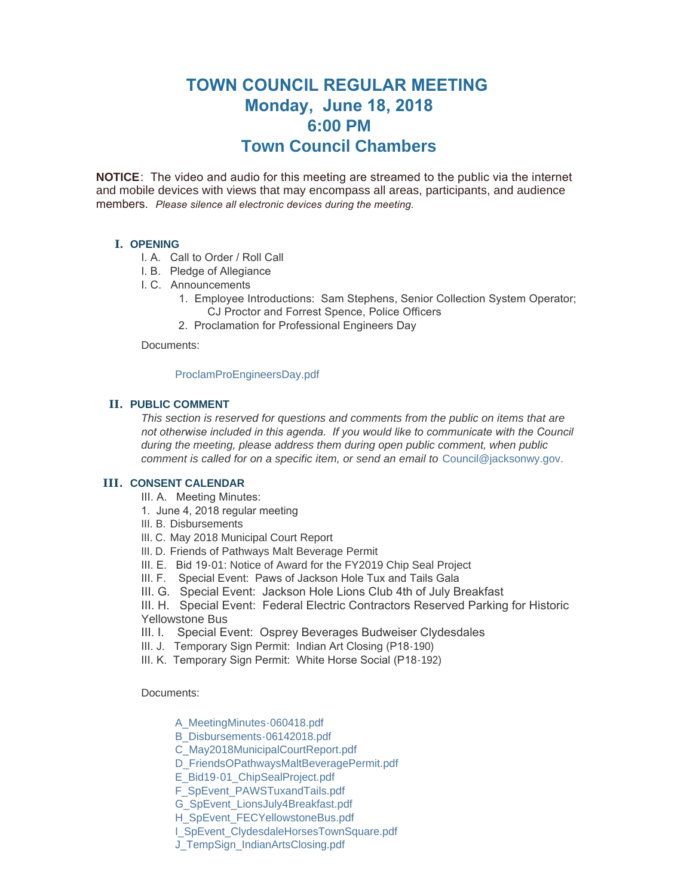# TOWN COUNCIL REGULAR MEETING
# Monday, June 18, 2018
# 6:00 PM
# Town Council Chambers

**NOTICE**: The video and audio for this meeting are streamed to the public via the internet and mobile devices with views that may encompass all areas, participants, and audience members. *Please silence all electronic devices during the meeting.*

## I. OPENING

I. A. Call to Order / Roll Call

I. B. Pledge of Allegiance

I. C. Announcements

1. Employee Introductions: Sam Stephens, Senior Collection System Operator; CJ Proctor and Forrest Spence, Police Officers
2. Proclamation for Professional Engineers Day

Documents:

ProclamProEngineersDay.pdf

## II. PUBLIC COMMENT

*This section is reserved for questions and comments from the public on items that are not otherwise included in this agenda. If you would like to communicate with the Council during the meeting, please address them during open public comment, when public comment is called for on a specific item, or send an email to* Council@jacksonwy.gov.

## III. CONSENT CALENDAR

III. A. Meeting Minutes:

1. June 4, 2018 regular meeting

III. B. Disbursements

III. C. May 2018 Municipal Court Report

III. D. Friends of Pathways Malt Beverage Permit

III. E. Bid 19-01: Notice of Award for the FY2019 Chip Seal Project

III. F. Special Event: Paws of Jackson Hole Tux and Tails Gala

III. G. Special Event: Jackson Hole Lions Club 4th of July Breakfast

III. H. Special Event: Federal Electric Contractors Reserved Parking for Historic Yellowstone Bus

III. I. Special Event: Osprey Beverages Budweiser Clydesdales

III. J. Temporary Sign Permit: Indian Art Closing (P18-190)

III. K. Temporary Sign Permit: White Horse Social (P18-192)

Documents:

A_MeetingMinutes-060418.pdf
B_Disbursements-06142018.pdf
C_May2018MunicipalCourtReport.pdf
D_FriendsOPathwaysMaltBeveragePermit.pdf
E_Bid19-01_ChipSealProject.pdf
F_SpEvent_PAWSTuxandTails.pdf
G_SpEvent_LionsJuly4Breakfast.pdf
H_SpEvent_FECYellowstoneBus.pdf
I_SpEvent_ClydesdaleHorsesTownSquare.pdf
J_TempSign_IndianArtsClosing.pdf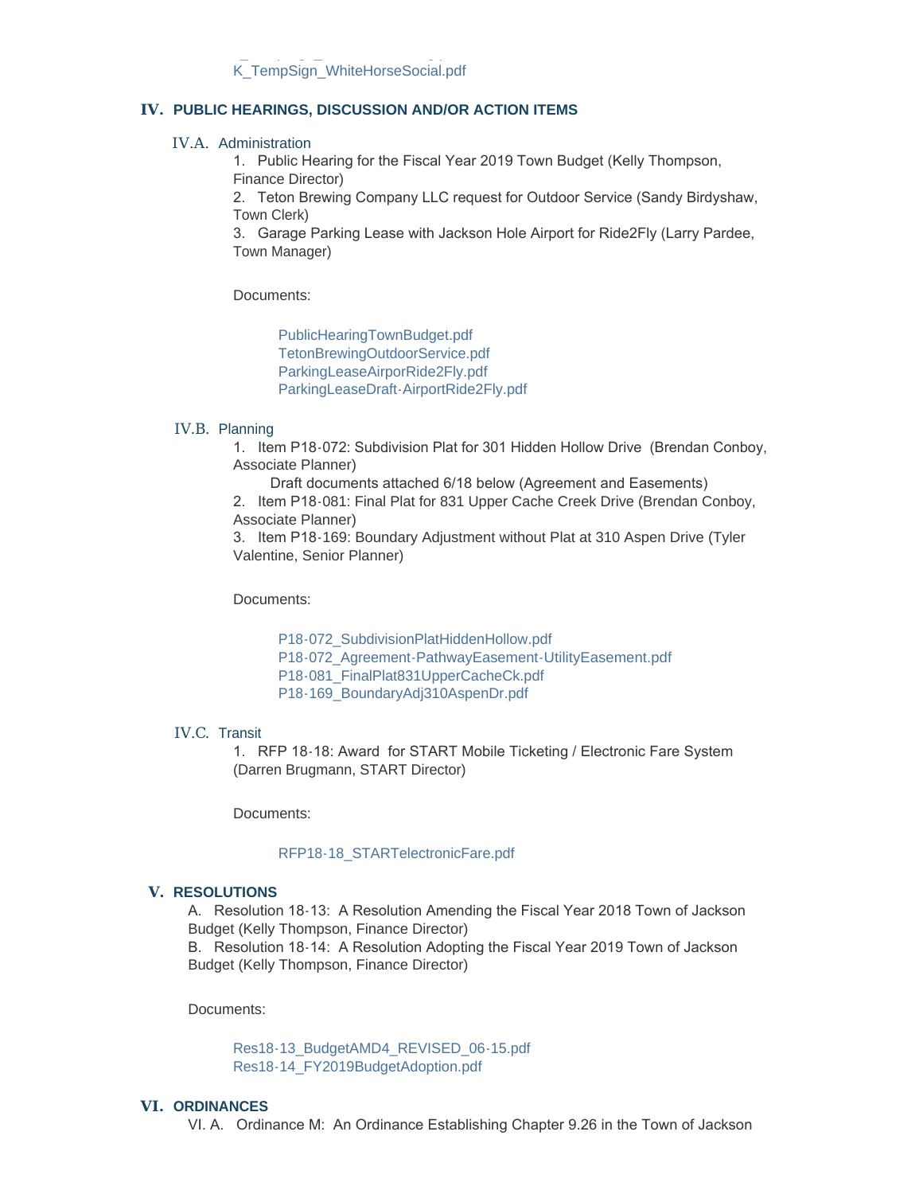K_TempSign_WhiteHorseSocial.pdf

## IV. PUBLIC HEARINGS, DISCUSSION AND/OR ACTION ITEMS

### IV.A. Administration

1. Public Hearing for the Fiscal Year 2019 Town Budget (Kelly Thompson, Finance Director)
2. Teton Brewing Company LLC request for Outdoor Service (Sandy Birdyshaw, Town Clerk)
3. Garage Parking Lease with Jackson Hole Airport for Ride2Fly (Larry Pardee, Town Manager)

Documents:

PublicHearingTownBudget.pdf
TetonBrewingOutdoorService.pdf
ParkingLeaseAirporRide2Fly.pdf
ParkingLeaseDraft-AirportRide2Fly.pdf

### IV.B. Planning

1. Item P18-072: Subdivision Plat for 301 Hidden Hollow Drive (Brendan Conboy, Associate Planner)
   Draft documents attached 6/18 below (Agreement and Easements)
2. Item P18-081: Final Plat for 831 Upper Cache Creek Drive (Brendan Conboy, Associate Planner)
3. Item P18-169: Boundary Adjustment without Plat at 310 Aspen Drive (Tyler Valentine, Senior Planner)

Documents:

P18-072_SubdivisionPlatHiddenHollow.pdf
P18-072_Agreement-PathwayEasement-UtilityEasement.pdf
P18-081_FinalPlat831UpperCacheCk.pdf
P18-169_BoundaryAdj310AspenDr.pdf

### IV.C. Transit

1. RFP 18-18: Award for START Mobile Ticketing / Electronic Fare System (Darren Brugmann, START Director)

Documents:

RFP18-18_STARTelectronicFare.pdf

## V. RESOLUTIONS

A. Resolution 18-13: A Resolution Amending the Fiscal Year 2018 Town of Jackson Budget (Kelly Thompson, Finance Director)
B. Resolution 18-14: A Resolution Adopting the Fiscal Year 2019 Town of Jackson Budget (Kelly Thompson, Finance Director)

Documents:

Res18-13_BudgetAMD4_REVISED_06-15.pdf
Res18-14_FY2019BudgetAdoption.pdf

## VI. ORDINANCES

VI. A. Ordinance M: An Ordinance Establishing Chapter 9.26 in the Town of Jackson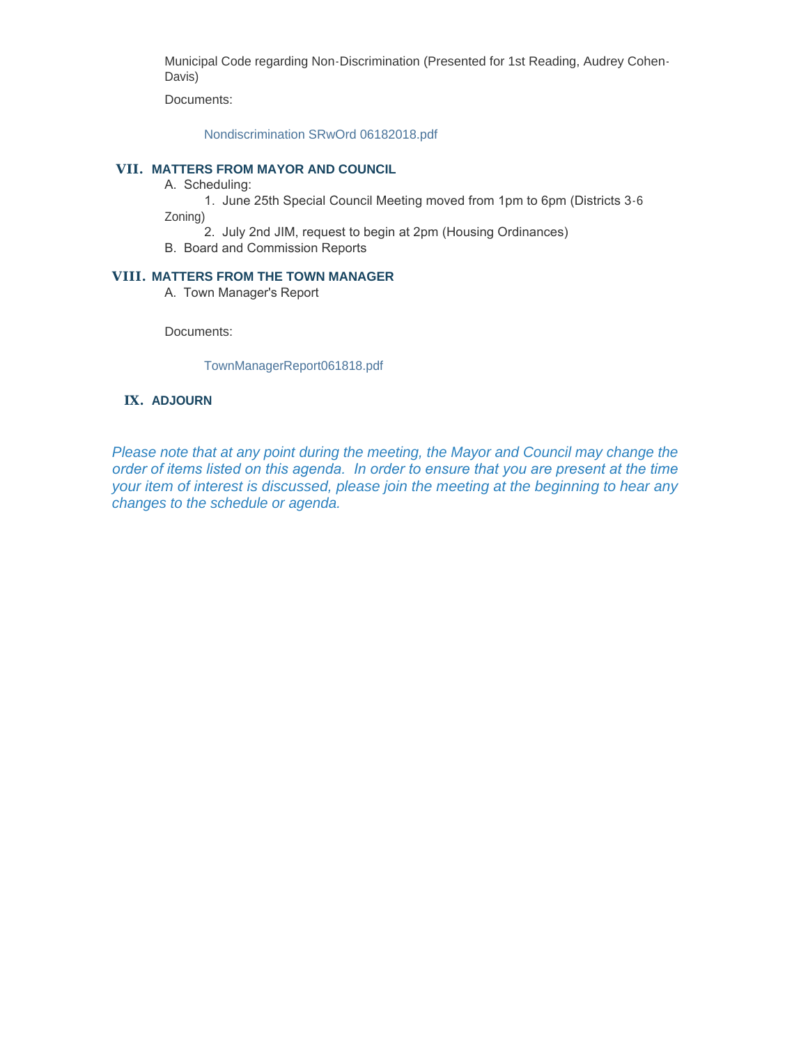Municipal Code regarding Non-Discrimination (Presented for 1st Reading, Audrey Cohen-Davis)

Documents:

Nondiscrimination SRwOrd 06182018.pdf

## VII. MATTERS FROM MAYOR AND COUNCIL

A. Scheduling:

1. June 25th Special Council Meeting moved from 1pm to 6pm (Districts 3-6 Zoning)
2. July 2nd JIM, request to begin at 2pm (Housing Ordinances)

B. Board and Commission Reports

## VIII. MATTERS FROM THE TOWN MANAGER

A. Town Manager's Report

Documents:

TownManagerReport061818.pdf

## IX. ADJOURN

*Please note that at any point during the meeting, the Mayor and Council may change the order of items listed on this agenda. In order to ensure that you are present at the time your item of interest is discussed, please join the meeting at the beginning to hear any changes to the schedule or agenda.*